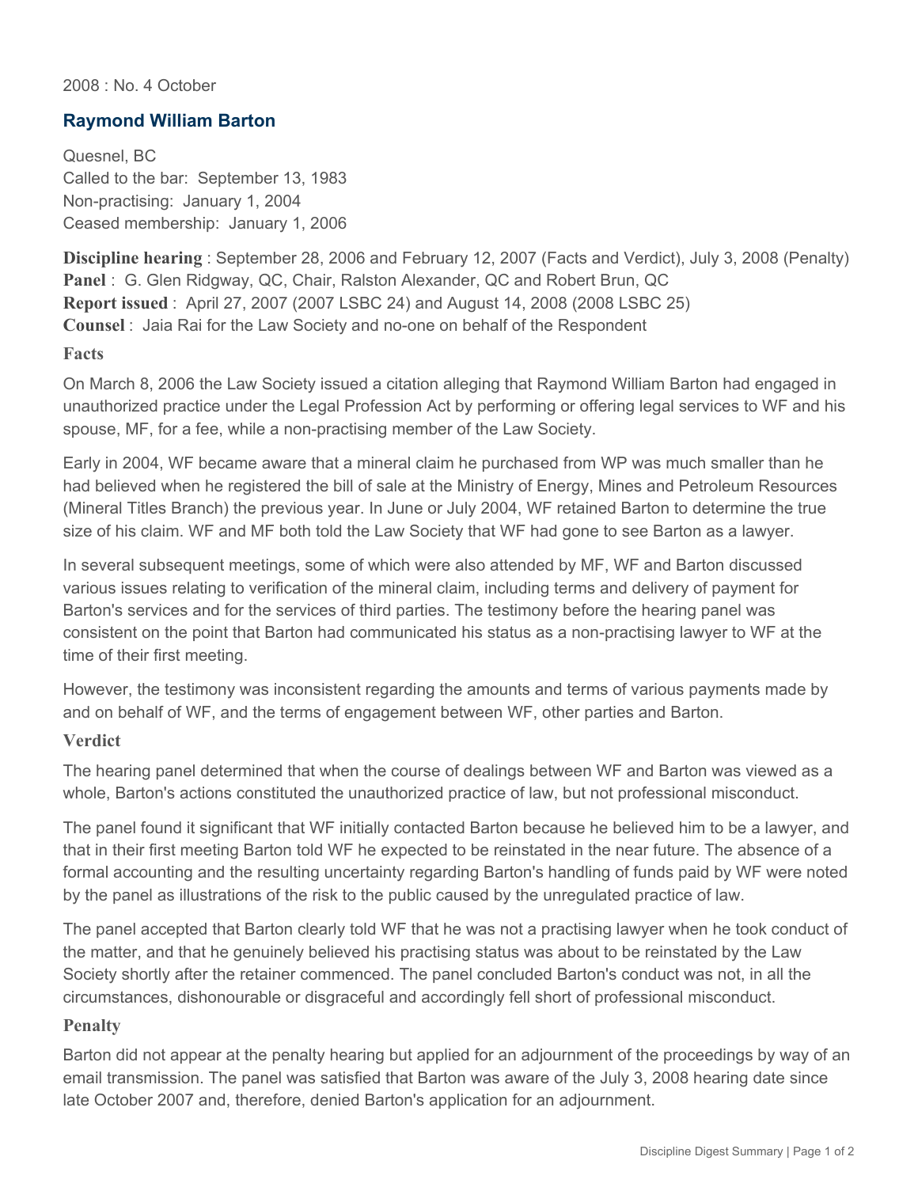2008 : No. 4 October

## Raymond William Barton

Quesnel, BC
Called to the bar: September 13, 1983
Non-practising: January 1, 2004
Ceased membership: January 1, 2006

**Discipline hearing** : September 28, 2006 and February 12, 2007 (Facts and Verdict), July 3, 2008 (Penalty)
**Panel** : G. Glen Ridgway, QC, Chair, Ralston Alexander, QC and Robert Brun, QC
**Report issued** : April 27, 2007 (2007 LSBC 24) and August 14, 2008 (2008 LSBC 25)
**Counsel** : Jaia Rai for the Law Society and no-one on behalf of the Respondent

### Facts

On March 8, 2006 the Law Society issued a citation alleging that Raymond William Barton had engaged in unauthorized practice under the Legal Profession Act by performing or offering legal services to WF and his spouse, MF, for a fee, while a non-practising member of the Law Society.

Early in 2004, WF became aware that a mineral claim he purchased from WP was much smaller than he had believed when he registered the bill of sale at the Ministry of Energy, Mines and Petroleum Resources (Mineral Titles Branch) the previous year. In June or July 2004, WF retained Barton to determine the true size of his claim. WF and MF both told the Law Society that WF had gone to see Barton as a lawyer.

In several subsequent meetings, some of which were also attended by MF, WF and Barton discussed various issues relating to verification of the mineral claim, including terms and delivery of payment for Barton's services and for the services of third parties. The testimony before the hearing panel was consistent on the point that Barton had communicated his status as a non-practising lawyer to WF at the time of their first meeting.

However, the testimony was inconsistent regarding the amounts and terms of various payments made by and on behalf of WF, and the terms of engagement between WF, other parties and Barton.

### Verdict

The hearing panel determined that when the course of dealings between WF and Barton was viewed as a whole, Barton's actions constituted the unauthorized practice of law, but not professional misconduct.

The panel found it significant that WF initially contacted Barton because he believed him to be a lawyer, and that in their first meeting Barton told WF he expected to be reinstated in the near future. The absence of a formal accounting and the resulting uncertainty regarding Barton's handling of funds paid by WF were noted by the panel as illustrations of the risk to the public caused by the unregulated practice of law.

The panel accepted that Barton clearly told WF that he was not a practising lawyer when he took conduct of the matter, and that he genuinely believed his practising status was about to be reinstated by the Law Society shortly after the retainer commenced. The panel concluded Barton's conduct was not, in all the circumstances, dishonourable or disgraceful and accordingly fell short of professional misconduct.

### Penalty

Barton did not appear at the penalty hearing but applied for an adjournment of the proceedings by way of an email transmission. The panel was satisfied that Barton was aware of the July 3, 2008 hearing date since late October 2007 and, therefore, denied Barton's application for an adjournment.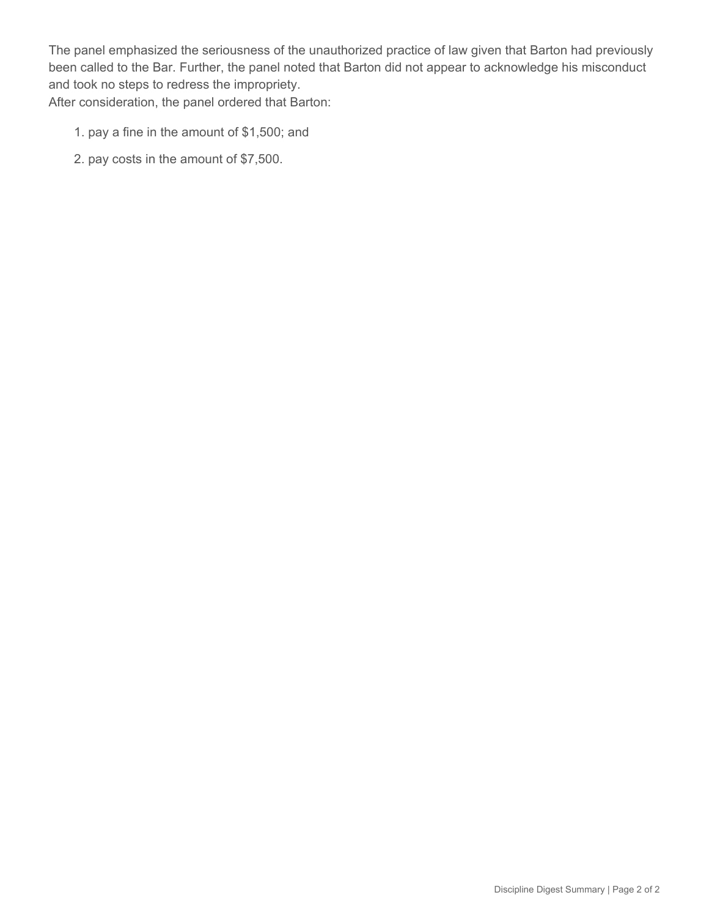The panel emphasized the seriousness of the unauthorized practice of law given that Barton had previously been called to the Bar. Further, the panel noted that Barton did not appear to acknowledge his misconduct and took no steps to redress the impropriety.
After consideration, the panel ordered that Barton:

1. pay a fine in the amount of $1,500; and
2. pay costs in the amount of $7,500.